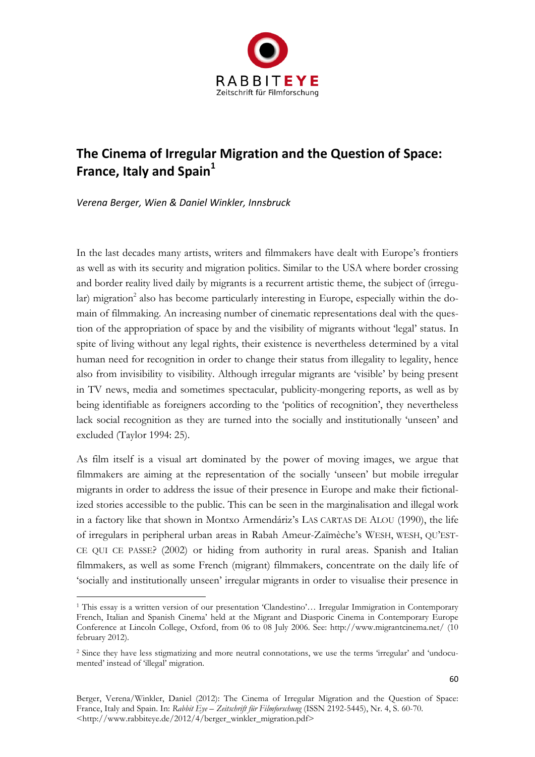# The Cinema of Irregular Migration and the Question of Space: France, Italy and Spain[1]

*Verena Berger, Wien & Daniel Winkler, Innsbruck*

In the last decades many artists, writers and filmmakers have dealt with Europe's frontiers as well as with its security and migration politics. Similar to the USA where border crossing and border reality lived daily by migrants is a recurrent artistic theme, the subject of (irregular) migration[2] also has become particularly interesting in Europe, especially within the domain of filmmaking. An increasing number of cinematic representations deal with the question of the appropriation of space by and the visibility of migrants without 'legal' status. In spite of living without any legal rights, their existence is nevertheless determined by a vital human need for recognition in order to change their status from illegality to legality, hence also from invisibility to visibility. Although irregular migrants are 'visible' by being present in TV news, media and sometimes spectacular, publicity-mongering reports, as well as by being identifiable as foreigners according to the 'politics of recognition', they nevertheless lack social recognition as they are turned into the socially and institutionally 'unseen' and excluded (Taylor 1994: 25).

As film itself is a visual art dominated by the power of moving images, we argue that filmmakers are aiming at the representation of the socially 'unseen' but mobile irregular migrants in order to address the issue of their presence in Europe and make their fictionalized stories accessible to the public. This can be seen in the marginalisation and illegal work in a factory like that shown in Montxo Armendáriz's LAS CARTAS DE ALOU (1990), the life of irregulars in peripheral urban areas in Rabah Ameur-Zaïmèche's WESH, WESH, QU'EST-CE QUI CE PASSE? (2002) or hiding from authority in rural areas. Spanish and Italian filmmakers, as well as some French (migrant) filmmakers, concentrate on the daily life of 'socially and institutionally unseen' irregular migrants in order to visualise their presence in

[1] This essay is a written version of our presentation 'Clandestino'… Irregular Immigration in Contemporary French, Italian and Spanish Cinema' held at the Migrant and Diasporic Cinema in Contemporary Europe Conference at Lincoln College, Oxford, from 06 to 08 July 2006. See: http://www.migrantcinema.net/ (10 february 2012).

[2] Since they have less stigmatizing and more neutral connotations, we use the terms 'irregular' and 'undocumented' instead of 'illegal' migration.

Berger, Verena/Winkler, Daniel (2012): The Cinema of Irregular Migration and the Question of Space: France, Italy and Spain. In: *Rabbit Eye – Zeitschrift für Filmforschung* (ISSN 2192-5445), Nr. 4, S. 60-70. <http://www.rabbiteye.de/2012/4/berger_winkler_migration.pdf>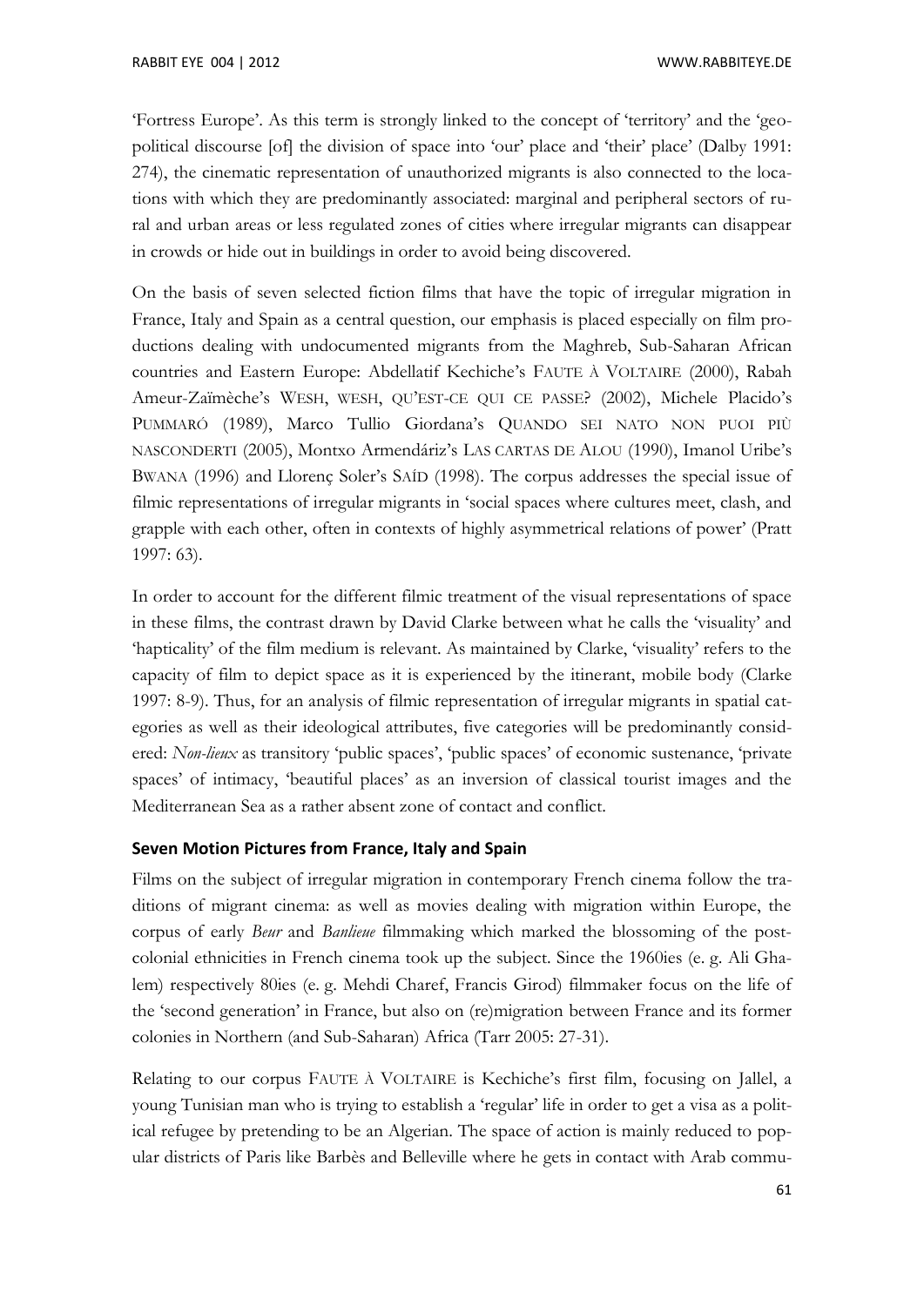'Fortress Europe'. As this term is strongly linked to the concept of 'territory' and the 'geo-political discourse [of] the division of space into 'our' place and 'their' place' (Dalby 1991: 274), the cinematic representation of unauthorized migrants is also connected to the locations with which they are predominantly associated: marginal and peripheral sectors of rural and urban areas or less regulated zones of cities where irregular migrants can disappear in crowds or hide out in buildings in order to avoid being discovered.

On the basis of seven selected fiction films that have the topic of irregular migration in France, Italy and Spain as a central question, our emphasis is placed especially on film productions dealing with undocumented migrants from the Maghreb, Sub-Saharan African countries and Eastern Europe: Abdellatif Kechiche's FAUTE À VOLTAIRE (2000), Rabah Ameur-Zaïmèche's WESH, WESH, QU'EST-CE QUI CE PASSE? (2002), Michele Placido's PUMMARÓ (1989), Marco Tullio Giordana's QUANDO SEI NATO NON PUOI PIÙ NASCONDERTI (2005), Montxo Armendáriz's LAS CARTAS DE ALOU (1990), Imanol Uribe's BWANA (1996) and Llorenç Soler's SAÍD (1998). The corpus addresses the special issue of filmic representations of irregular migrants in 'social spaces where cultures meet, clash, and grapple with each other, often in contexts of highly asymmetrical relations of power' (Pratt 1997: 63).

In order to account for the different filmic treatment of the visual representations of space in these films, the contrast drawn by David Clarke between what he calls the 'visuality' and 'hapticality' of the film medium is relevant. As maintained by Clarke, 'visuality' refers to the capacity of film to depict space as it is experienced by the itinerant, mobile body (Clarke 1997: 8-9). Thus, for an analysis of filmic representation of irregular migrants in spatial categories as well as their ideological attributes, five categories will be predominantly considered: *Non-lieux* as transitory 'public spaces', 'public spaces' of economic sustenance, 'private spaces' of intimacy, 'beautiful places' as an inversion of classical tourist images and the Mediterranean Sea as a rather absent zone of contact and conflict.

## Seven Motion Pictures from France, Italy and Spain

Films on the subject of irregular migration in contemporary French cinema follow the traditions of migrant cinema: as well as movies dealing with migration within Europe, the corpus of early *Beur* and *Banlieue* filmmaking which marked the blossoming of the post-colonial ethnicities in French cinema took up the subject. Since the 1960ies (e. g. Ali Ghalem) respectively 80ies (e. g. Mehdi Charef, Francis Girod) filmmaker focus on the life of the 'second generation' in France, but also on (re)migration between France and its former colonies in Northern (and Sub-Saharan) Africa (Tarr 2005: 27-31).

Relating to our corpus FAUTE À VOLTAIRE is Kechiche's first film, focusing on Jallel, a young Tunisian man who is trying to establish a 'regular' life in order to get a visa as a political refugee by pretending to be an Algerian. The space of action is mainly reduced to popular districts of Paris like Barbès and Belleville where he gets in contact with Arab commu-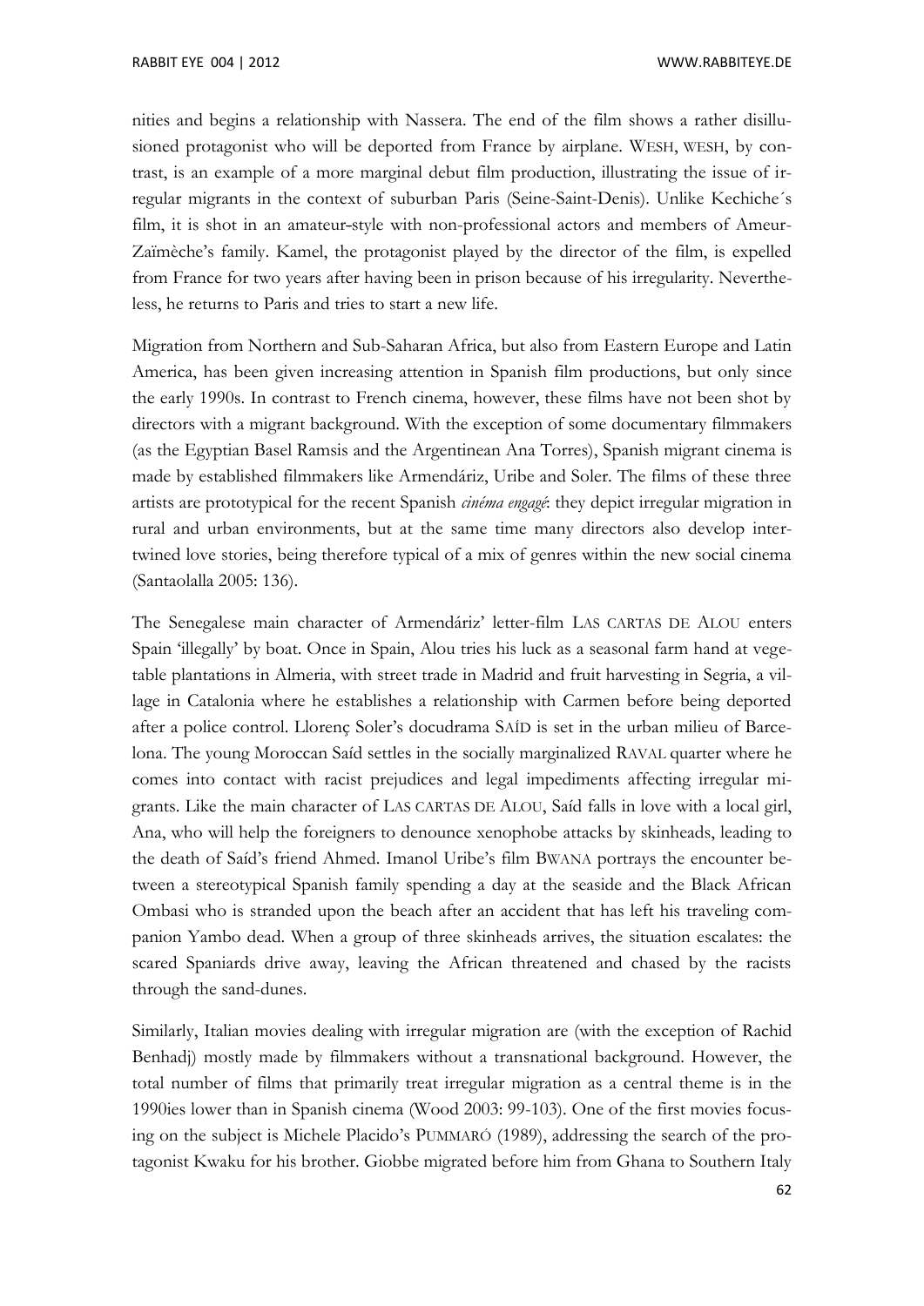nities and begins a relationship with Nassera. The end of the film shows a rather disillusioned protagonist who will be deported from France by airplane. WESH, WESH, by contrast, is an example of a more marginal debut film production, illustrating the issue of irregular migrants in the context of suburban Paris (Seine-Saint-Denis). Unlike Kechiche´s film, it is shot in an amateur-style with non-professional actors and members of Ameur-Zaïmèche's family. Kamel, the protagonist played by the director of the film, is expelled from France for two years after having been in prison because of his irregularity. Nevertheless, he returns to Paris and tries to start a new life.

Migration from Northern and Sub-Saharan Africa, but also from Eastern Europe and Latin America, has been given increasing attention in Spanish film productions, but only since the early 1990s. In contrast to French cinema, however, these films have not been shot by directors with a migrant background. With the exception of some documentary filmmakers (as the Egyptian Basel Ramsis and the Argentinean Ana Torres), Spanish migrant cinema is made by established filmmakers like Armendáriz, Uribe and Soler. The films of these three artists are prototypical for the recent Spanish *cinéma engagé*: they depict irregular migration in rural and urban environments, but at the same time many directors also develop intertwined love stories, being therefore typical of a mix of genres within the new social cinema (Santaolalla 2005: 136).

The Senegalese main character of Armendáriz' letter-film LAS CARTAS DE ALOU enters Spain 'illegally' by boat. Once in Spain, Alou tries his luck as a seasonal farm hand at vegetable plantations in Almeria, with street trade in Madrid and fruit harvesting in Segria, a village in Catalonia where he establishes a relationship with Carmen before being deported after a police control. Llorenç Soler's docudrama SAÍD is set in the urban milieu of Barcelona. The young Moroccan Saíd settles in the socially marginalized RAVAL quarter where he comes into contact with racist prejudices and legal impediments affecting irregular migrants. Like the main character of LAS CARTAS DE ALOU, Saíd falls in love with a local girl, Ana, who will help the foreigners to denounce xenophobe attacks by skinheads, leading to the death of Saíd's friend Ahmed. Imanol Uribe's film BWANA portrays the encounter between a stereotypical Spanish family spending a day at the seaside and the Black African Ombasi who is stranded upon the beach after an accident that has left his traveling companion Yambo dead. When a group of three skinheads arrives, the situation escalates: the scared Spaniards drive away, leaving the African threatened and chased by the racists through the sand-dunes.

Similarly, Italian movies dealing with irregular migration are (with the exception of Rachid Benhadj) mostly made by filmmakers without a transnational background. However, the total number of films that primarily treat irregular migration as a central theme is in the 1990ies lower than in Spanish cinema (Wood 2003: 99-103). One of the first movies focusing on the subject is Michele Placido's PUMMARÓ (1989), addressing the search of the protagonist Kwaku for his brother. Giobbe migrated before him from Ghana to Southern Italy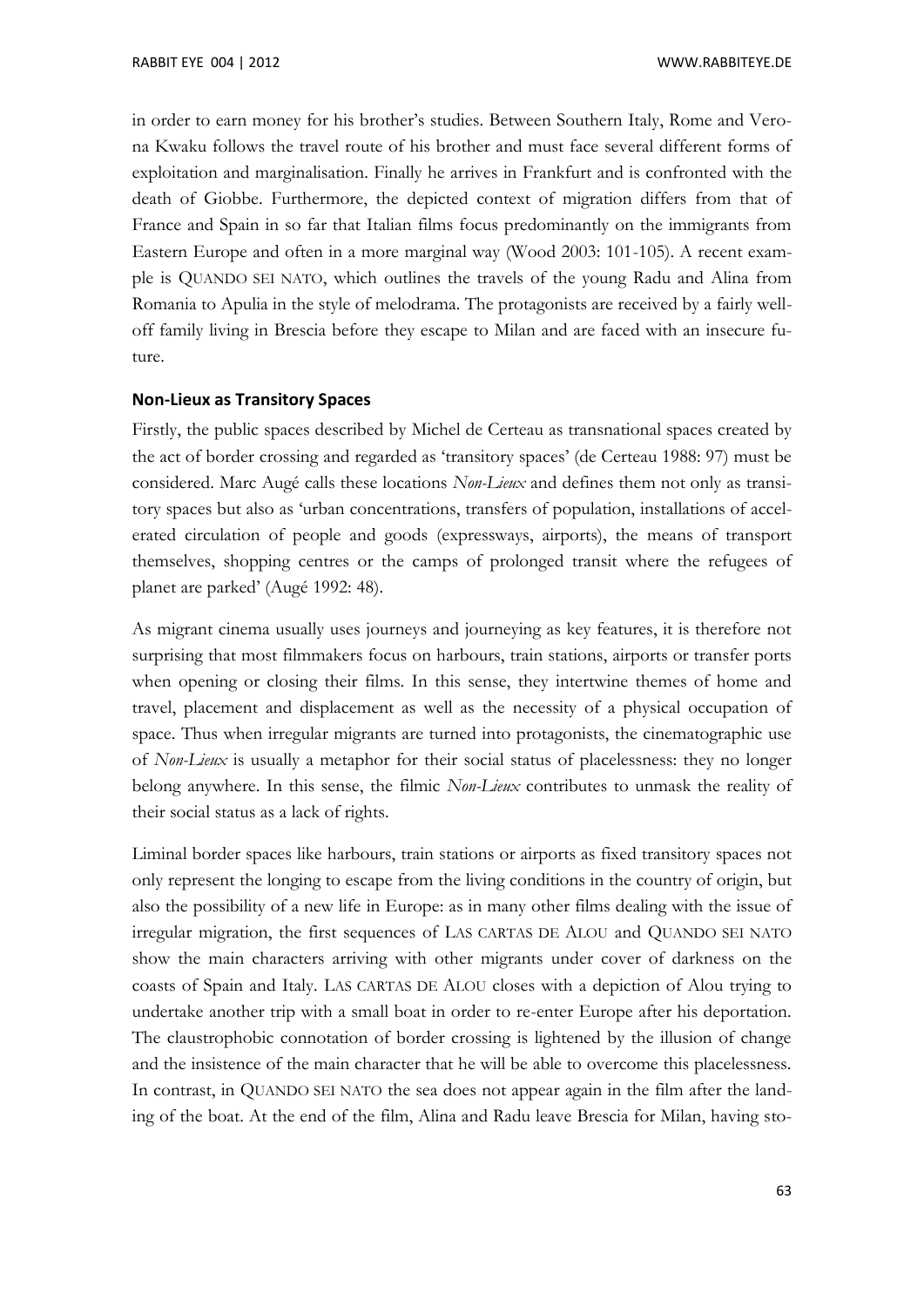in order to earn money for his brother's studies. Between Southern Italy, Rome and Verona Kwaku follows the travel route of his brother and must face several different forms of exploitation and marginalisation. Finally he arrives in Frankfurt and is confronted with the death of Giobbe. Furthermore, the depicted context of migration differs from that of France and Spain in so far that Italian films focus predominantly on the immigrants from Eastern Europe and often in a more marginal way (Wood 2003: 101-105). A recent example is QUANDO SEI NATO, which outlines the travels of the young Radu and Alina from Romania to Apulia in the style of melodrama. The protagonists are received by a fairly well-off family living in Brescia before they escape to Milan and are faced with an insecure future.

## Non-Lieux as Transitory Spaces

Firstly, the public spaces described by Michel de Certeau as transnational spaces created by the act of border crossing and regarded as 'transitory spaces' (de Certeau 1988: 97) must be considered. Marc Augé calls these locations *Non-Lieux* and defines them not only as transitory spaces but also as 'urban concentrations, transfers of population, installations of accelerated circulation of people and goods (expressways, airports), the means of transport themselves, shopping centres or the camps of prolonged transit where the refugees of planet are parked' (Augé 1992: 48).

As migrant cinema usually uses journeys and journeying as key features, it is therefore not surprising that most filmmakers focus on harbours, train stations, airports or transfer ports when opening or closing their films. In this sense, they intertwine themes of home and travel, placement and displacement as well as the necessity of a physical occupation of space. Thus when irregular migrants are turned into protagonists, the cinematographic use of *Non-Lieux* is usually a metaphor for their social status of placelessness: they no longer belong anywhere. In this sense, the filmic *Non-Lieux* contributes to unmask the reality of their social status as a lack of rights.

Liminal border spaces like harbours, train stations or airports as fixed transitory spaces not only represent the longing to escape from the living conditions in the country of origin, but also the possibility of a new life in Europe: as in many other films dealing with the issue of irregular migration, the first sequences of LAS CARTAS DE ALOU and QUANDO SEI NATO show the main characters arriving with other migrants under cover of darkness on the coasts of Spain and Italy. LAS CARTAS DE ALOU closes with a depiction of Alou trying to undertake another trip with a small boat in order to re-enter Europe after his deportation. The claustrophobic connotation of border crossing is lightened by the illusion of change and the insistence of the main character that he will be able to overcome this placelessness. In contrast, in QUANDO SEI NATO the sea does not appear again in the film after the landing of the boat. At the end of the film, Alina and Radu leave Brescia for Milan, having sto-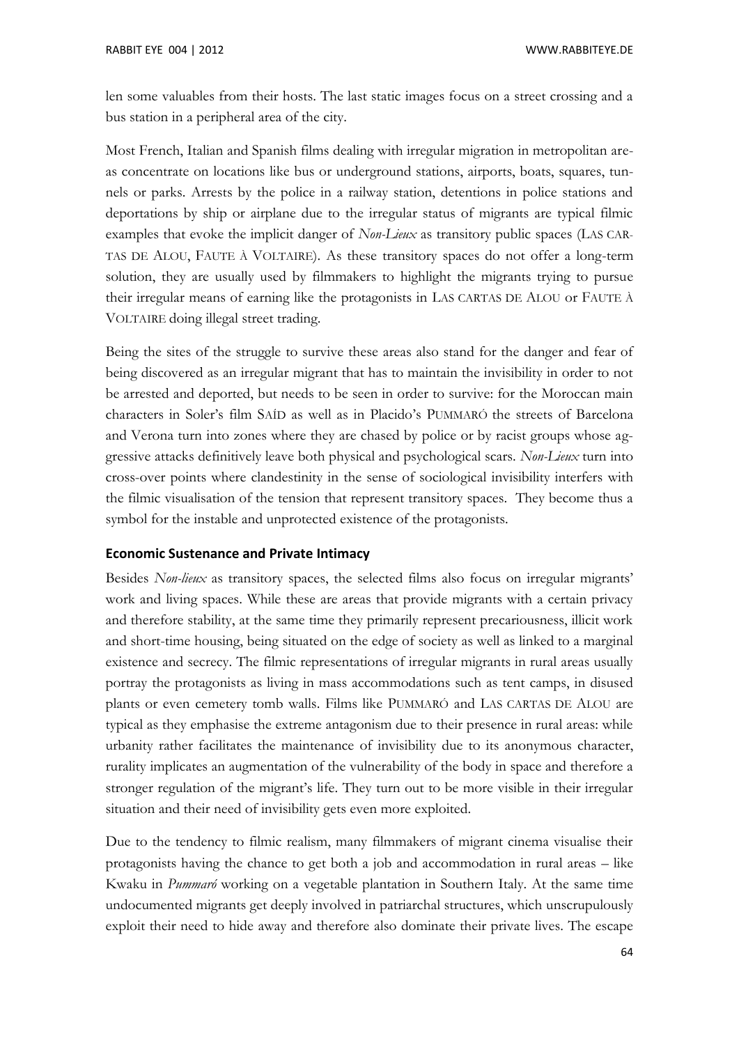len some valuables from their hosts. The last static images focus on a street crossing and a bus station in a peripheral area of the city.

Most French, Italian and Spanish films dealing with irregular migration in metropolitan areas concentrate on locations like bus or underground stations, airports, boats, squares, tunnels or parks. Arrests by the police in a railway station, detentions in police stations and deportations by ship or airplane due to the irregular status of migrants are typical filmic examples that evoke the implicit danger of *Non-Lieux* as transitory public spaces (LAS CARTAS DE ALOU, FAUTE À VOLTAIRE). As these transitory spaces do not offer a long-term solution, they are usually used by filmmakers to highlight the migrants trying to pursue their irregular means of earning like the protagonists in LAS CARTAS DE ALOU or FAUTE À VOLTAIRE doing illegal street trading.

Being the sites of the struggle to survive these areas also stand for the danger and fear of being discovered as an irregular migrant that has to maintain the invisibility in order to not be arrested and deported, but needs to be seen in order to survive: for the Moroccan main characters in Soler's film SAÍD as well as in Placido's PUMMARÓ the streets of Barcelona and Verona turn into zones where they are chased by police or by racist groups whose aggressive attacks definitively leave both physical and psychological scars. *Non-Lieux* turn into cross-over points where clandestinity in the sense of sociological invisibility interfers with the filmic visualisation of the tension that represent transitory spaces. They become thus a symbol for the instable and unprotected existence of the protagonists.

### Economic Sustenance and Private Intimacy

Besides *Non-lieux* as transitory spaces, the selected films also focus on irregular migrants' work and living spaces. While these are areas that provide migrants with a certain privacy and therefore stability, at the same time they primarily represent precariousness, illicit work and short-time housing, being situated on the edge of society as well as linked to a marginal existence and secrecy. The filmic representations of irregular migrants in rural areas usually portray the protagonists as living in mass accommodations such as tent camps, in disused plants or even cemetery tomb walls. Films like PUMMARÓ and LAS CARTAS DE ALOU are typical as they emphasise the extreme antagonism due to their presence in rural areas: while urbanity rather facilitates the maintenance of invisibility due to its anonymous character, rurality implicates an augmentation of the vulnerability of the body in space and therefore a stronger regulation of the migrant's life. They turn out to be more visible in their irregular situation and their need of invisibility gets even more exploited.

Due to the tendency to filmic realism, many filmmakers of migrant cinema visualise their protagonists having the chance to get both a job and accommodation in rural areas – like Kwaku in *Pummaró* working on a vegetable plantation in Southern Italy. At the same time undocumented migrants get deeply involved in patriarchal structures, which unscrupulously exploit their need to hide away and therefore also dominate their private lives. The escape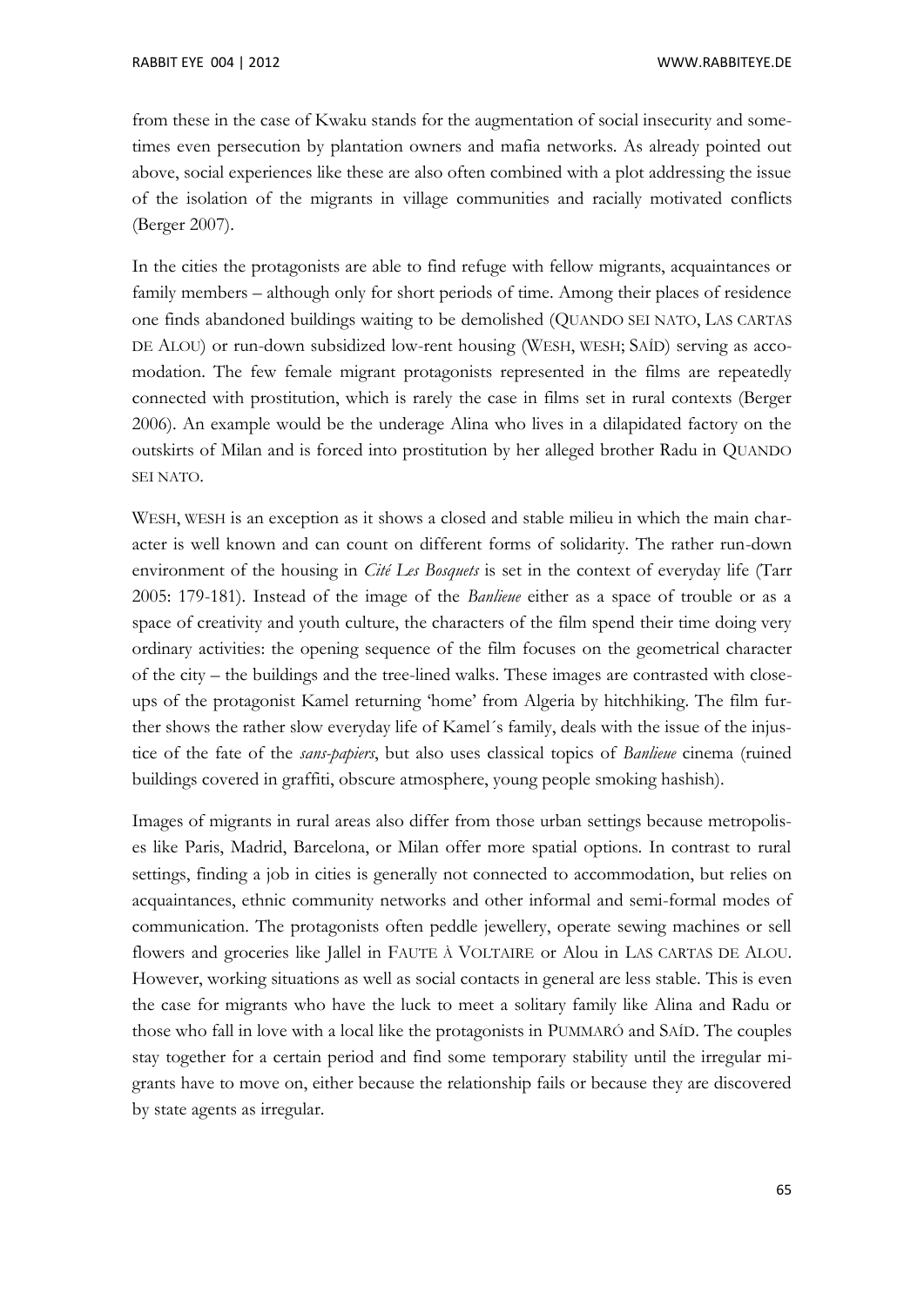from these in the case of Kwaku stands for the augmentation of social insecurity and sometimes even persecution by plantation owners and mafia networks. As already pointed out above, social experiences like these are also often combined with a plot addressing the issue of the isolation of the migrants in village communities and racially motivated conflicts (Berger 2007).

In the cities the protagonists are able to find refuge with fellow migrants, acquaintances or family members – although only for short periods of time. Among their places of residence one finds abandoned buildings waiting to be demolished (QUANDO SEI NATO, LAS CARTAS DE ALOU) or run-down subsidized low-rent housing (WESH, WESH; SAÍD) serving as accomodation. The few female migrant protagonists represented in the films are repeatedly connected with prostitution, which is rarely the case in films set in rural contexts (Berger 2006). An example would be the underage Alina who lives in a dilapidated factory on the outskirts of Milan and is forced into prostitution by her alleged brother Radu in QUANDO SEI NATO.

WESH, WESH is an exception as it shows a closed and stable milieu in which the main character is well known and can count on different forms of solidarity. The rather run-down environment of the housing in *Cité Les Bosquets* is set in the context of everyday life (Tarr 2005: 179-181). Instead of the image of the *Banlieue* either as a space of trouble or as a space of creativity and youth culture, the characters of the film spend their time doing very ordinary activities: the opening sequence of the film focuses on the geometrical character of the city – the buildings and the tree-lined walks. These images are contrasted with close-ups of the protagonist Kamel returning 'home' from Algeria by hitchhiking. The film further shows the rather slow everyday life of Kamel´s family, deals with the issue of the injustice of the fate of the *sans-papiers*, but also uses classical topics of *Banlieue* cinema (ruined buildings covered in graffiti, obscure atmosphere, young people smoking hashish).

Images of migrants in rural areas also differ from those urban settings because metropolises like Paris, Madrid, Barcelona, or Milan offer more spatial options. In contrast to rural settings, finding a job in cities is generally not connected to accommodation, but relies on acquaintances, ethnic community networks and other informal and semi-formal modes of communication. The protagonists often peddle jewellery, operate sewing machines or sell flowers and groceries like Jallel in FAUTE À VOLTAIRE or Alou in LAS CARTAS DE ALOU. However, working situations as well as social contacts in general are less stable. This is even the case for migrants who have the luck to meet a solitary family like Alina and Radu or those who fall in love with a local like the protagonists in PUMMARÓ and SAÍD. The couples stay together for a certain period and find some temporary stability until the irregular migrants have to move on, either because the relationship fails or because they are discovered by state agents as irregular.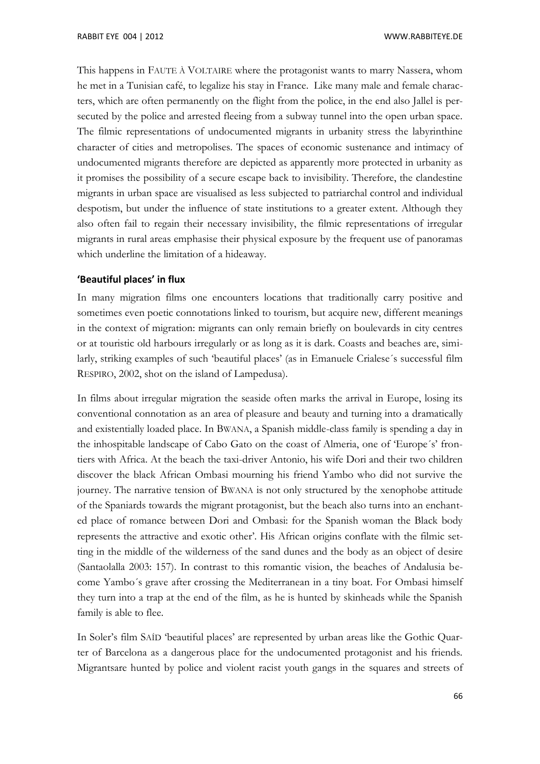This happens in FAUTE À VOLTAIRE where the protagonist wants to marry Nassera, whom he met in a Tunisian café, to legalize his stay in France. Like many male and female characters, which are often permanently on the flight from the police, in the end also Jallel is persecuted by the police and arrested fleeing from a subway tunnel into the open urban space. The filmic representations of undocumented migrants in urbanity stress the labyrinthine character of cities and metropolises. The spaces of economic sustenance and intimacy of undocumented migrants therefore are depicted as apparently more protected in urbanity as it promises the possibility of a secure escape back to invisibility. Therefore, the clandestine migrants in urban space are visualised as less subjected to patriarchal control and individual despotism, but under the influence of state institutions to a greater extent. Although they also often fail to regain their necessary invisibility, the filmic representations of irregular migrants in rural areas emphasise their physical exposure by the frequent use of panoramas which underline the limitation of a hideaway.

### 'Beautiful places' in flux

In many migration films one encounters locations that traditionally carry positive and sometimes even poetic connotations linked to tourism, but acquire new, different meanings in the context of migration: migrants can only remain briefly on boulevards in city centres or at touristic old harbours irregularly or as long as it is dark. Coasts and beaches are, similarly, striking examples of such 'beautiful places' (as in Emanuele Crialese´s successful film RESPIRO, 2002, shot on the island of Lampedusa).

In films about irregular migration the seaside often marks the arrival in Europe, losing its conventional connotation as an area of pleasure and beauty and turning into a dramatically and existentially loaded place. In BWANA, a Spanish middle-class family is spending a day in the inhospitable landscape of Cabo Gato on the coast of Almeria, one of 'Europe´s' frontiers with Africa. At the beach the taxi-driver Antonio, his wife Dori and their two children discover the black African Ombasi mourning his friend Yambo who did not survive the journey. The narrative tension of BWANA is not only structured by the xenophobe attitude of the Spaniards towards the migrant protagonist, but the beach also turns into an enchanted place of romance between Dori and Ombasi: for the Spanish woman the Black body represents the attractive and exotic other'. His African origins conflate with the filmic setting in the middle of the wilderness of the sand dunes and the body as an object of desire (Santaolalla 2003: 157). In contrast to this romantic vision, the beaches of Andalusia become Yambo´s grave after crossing the Mediterranean in a tiny boat. For Ombasi himself they turn into a trap at the end of the film, as he is hunted by skinheads while the Spanish family is able to flee.

In Soler's film SAÍD 'beautiful places' are represented by urban areas like the Gothic Quarter of Barcelona as a dangerous place for the undocumented protagonist and his friends. Migrantsare hunted by police and violent racist youth gangs in the squares and streets of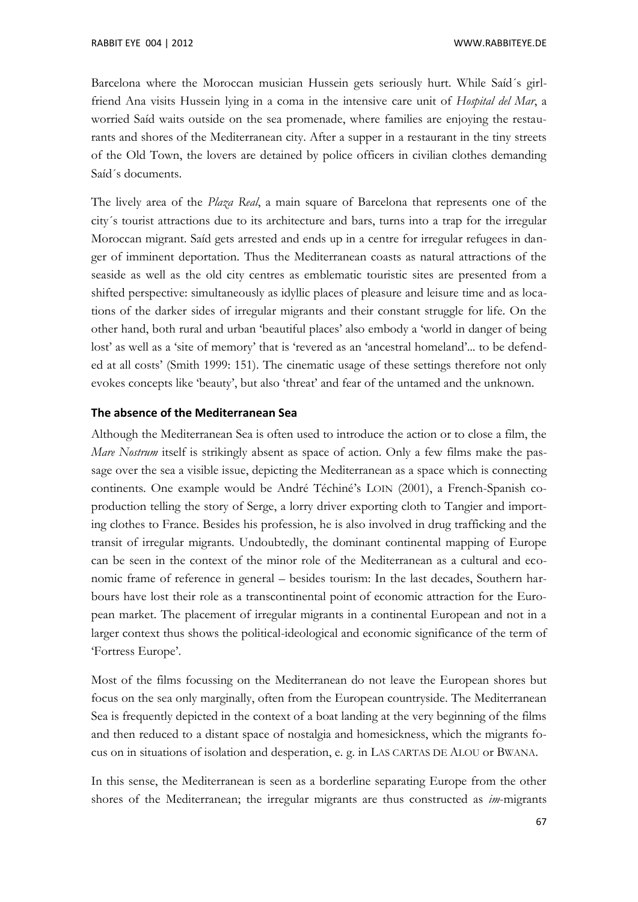Barcelona where the Moroccan musician Hussein gets seriously hurt. While Saíd´s girlfriend Ana visits Hussein lying in a coma in the intensive care unit of *Hospital del Mar*, a worried Saíd waits outside on the sea promenade, where families are enjoying the restaurants and shores of the Mediterranean city. After a supper in a restaurant in the tiny streets of the Old Town, the lovers are detained by police officers in civilian clothes demanding Saíd´s documents.

The lively area of the *Plaza Real*, a main square of Barcelona that represents one of the city´s tourist attractions due to its architecture and bars, turns into a trap for the irregular Moroccan migrant. Saíd gets arrested and ends up in a centre for irregular refugees in danger of imminent deportation. Thus the Mediterranean coasts as natural attractions of the seaside as well as the old city centres as emblematic touristic sites are presented from a shifted perspective: simultaneously as idyllic places of pleasure and leisure time and as locations of the darker sides of irregular migrants and their constant struggle for life. On the other hand, both rural and urban 'beautiful places' also embody a 'world in danger of being lost' as well as a 'site of memory' that is 'revered as an 'ancestral homeland'... to be defended at all costs' (Smith 1999: 151). The cinematic usage of these settings therefore not only evokes concepts like 'beauty', but also 'threat' and fear of the untamed and the unknown.

### The absence of the Mediterranean Sea

Although the Mediterranean Sea is often used to introduce the action or to close a film, the *Mare Nostrum* itself is strikingly absent as space of action. Only a few films make the passage over the sea a visible issue, depicting the Mediterranean as a space which is connecting continents. One example would be André Téchiné's LOIN (2001), a French-Spanish co-production telling the story of Serge, a lorry driver exporting cloth to Tangier and importing clothes to France. Besides his profession, he is also involved in drug trafficking and the transit of irregular migrants. Undoubtedly, the dominant continental mapping of Europe can be seen in the context of the minor role of the Mediterranean as a cultural and economic frame of reference in general – besides tourism: In the last decades, Southern harbours have lost their role as a transcontinental point of economic attraction for the European market. The placement of irregular migrants in a continental European and not in a larger context thus shows the political-ideological and economic significance of the term of 'Fortress Europe'.

Most of the films focussing on the Mediterranean do not leave the European shores but focus on the sea only marginally, often from the European countryside. The Mediterranean Sea is frequently depicted in the context of a boat landing at the very beginning of the films and then reduced to a distant space of nostalgia and homesickness, which the migrants focus on in situations of isolation and desperation, e. g. in LAS CARTAS DE ALOU or BWANA.

In this sense, the Mediterranean is seen as a borderline separating Europe from the other shores of the Mediterranean; the irregular migrants are thus constructed as *im*-migrants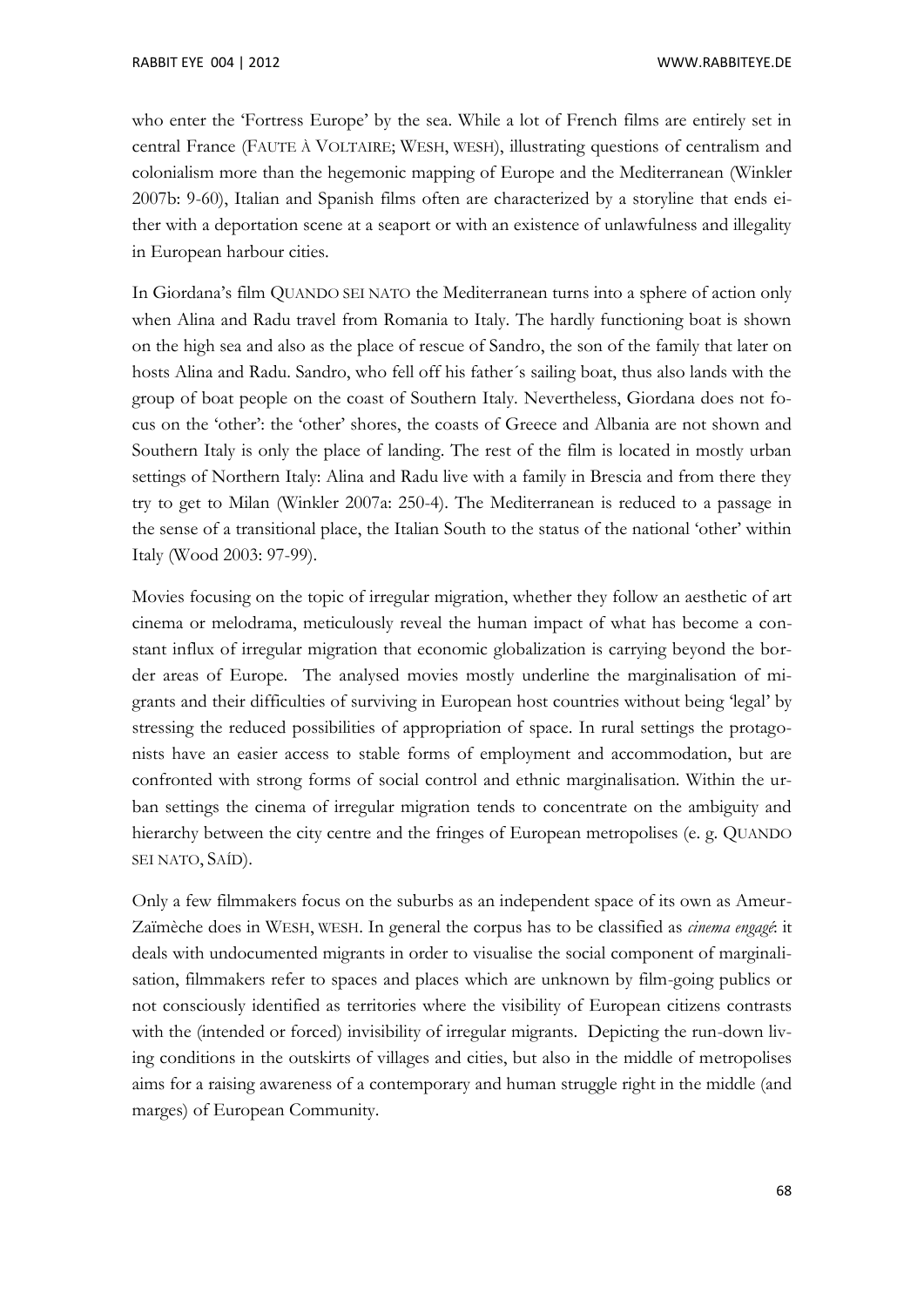who enter the 'Fortress Europe' by the sea. While a lot of French films are entirely set in central France (FAUTE À VOLTAIRE; WESH, WESH), illustrating questions of centralism and colonialism more than the hegemonic mapping of Europe and the Mediterranean (Winkler 2007b: 9-60), Italian and Spanish films often are characterized by a storyline that ends either with a deportation scene at a seaport or with an existence of unlawfulness and illegality in European harbour cities.

In Giordana's film QUANDO SEI NATO the Mediterranean turns into a sphere of action only when Alina and Radu travel from Romania to Italy. The hardly functioning boat is shown on the high sea and also as the place of rescue of Sandro, the son of the family that later on hosts Alina and Radu. Sandro, who fell off his father´s sailing boat, thus also lands with the group of boat people on the coast of Southern Italy. Nevertheless, Giordana does not focus on the 'other': the 'other' shores, the coasts of Greece and Albania are not shown and Southern Italy is only the place of landing. The rest of the film is located in mostly urban settings of Northern Italy: Alina and Radu live with a family in Brescia and from there they try to get to Milan (Winkler 2007a: 250-4). The Mediterranean is reduced to a passage in the sense of a transitional place, the Italian South to the status of the national 'other' within Italy (Wood 2003: 97-99).

Movies focusing on the topic of irregular migration, whether they follow an aesthetic of art cinema or melodrama, meticulously reveal the human impact of what has become a constant influx of irregular migration that economic globalization is carrying beyond the border areas of Europe. The analysed movies mostly underline the marginalisation of migrants and their difficulties of surviving in European host countries without being 'legal' by stressing the reduced possibilities of appropriation of space. In rural settings the protagonists have an easier access to stable forms of employment and accommodation, but are confronted with strong forms of social control and ethnic marginalisation. Within the urban settings the cinema of irregular migration tends to concentrate on the ambiguity and hierarchy between the city centre and the fringes of European metropolises (e. g. QUANDO SEI NATO, SAÍD).

Only a few filmmakers focus on the suburbs as an independent space of its own as Ameur-Zaïmèche does in WESH, WESH. In general the corpus has to be classified as *cinema engagé*: it deals with undocumented migrants in order to visualise the social component of marginalisation, filmmakers refer to spaces and places which are unknown by film-going publics or not consciously identified as territories where the visibility of European citizens contrasts with the (intended or forced) invisibility of irregular migrants. Depicting the run-down living conditions in the outskirts of villages and cities, but also in the middle of metropolises aims for a raising awareness of a contemporary and human struggle right in the middle (and marges) of European Community.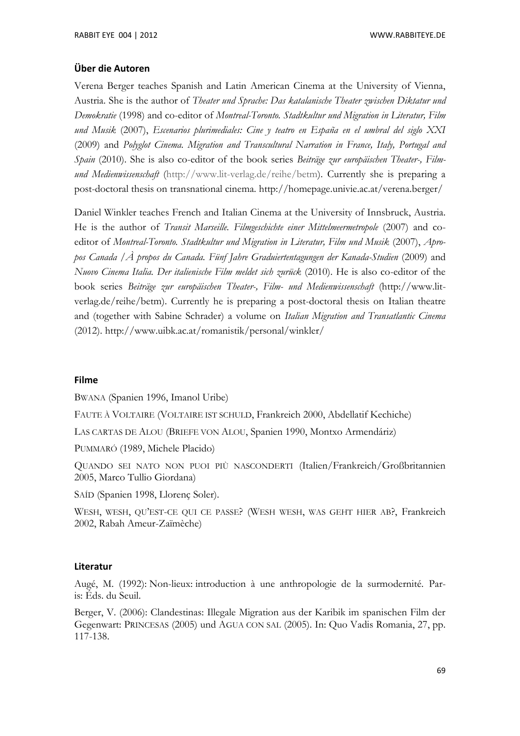## Über die Autoren

Verena Berger teaches Spanish and Latin American Cinema at the University of Vienna, Austria. She is the author of *Theater und Sprache: Das katalanische Theater zwischen Diktatur und Demokratie* (1998) and co-editor of *Montreal-Toronto. Stadtkultur und Migration in Literatur, Film und Musik* (2007), *Escenarios plurimediales: Cine y teatro en España en el umbral del siglo XXI* (2009) and *Polyglot Cinema. Migration and Transcultural Narration in France, Italy, Portugal and Spain* (2010). She is also co-editor of the book series *Beiträge zur europäischen Theater-, Film- und Medienwissenschaft* (http://www.lit-verlag.de/reihe/betm). Currently she is preparing a post-doctoral thesis on transnational cinema. http://homepage.univie.ac.at/verena.berger/

Daniel Winkler teaches French and Italian Cinema at the University of Innsbruck, Austria. He is the author of *Transit Marseille. Filmgeschichte einer Mittelmeermetropole* (2007) and co-editor of *Montreal-Toronto. Stadtkultur und Migration in Literatur, Film und Musik* (2007), *Apropos Canada / À propos du Canada. Fünf Jahre Graduiertentagungen der Kanada-Studien* (2009) and *Nuovo Cinema Italia. Der italienische Film meldet sich zurück* (2010). He is also co-editor of the book series *Beiträge zur europäischen Theater-, Film- und Medienwissenschaft* (http://www.lit-verlag.de/reihe/betm). Currently he is preparing a post-doctoral thesis on Italian theatre and (together with Sabine Schrader) a volume on *Italian Migration and Transatlantic Cinema* (2012). http://www.uibk.ac.at/romanistik/personal/winkler/

## Filme

BWANA (Spanien 1996, Imanol Uribe)

FAUTE À VOLTAIRE (VOLTAIRE IST SCHULD, Frankreich 2000, Abdellatif Kechiche)

LAS CARTAS DE ALOU (BRIEFE VON ALOU, Spanien 1990, Montxo Armendáriz)

PUMMARÓ (1989, Michele Placido)

QUANDO SEI NATO NON PUOI PIÙ NASCONDERTI (Italien/Frankreich/Großbritannien 2005, Marco Tullio Giordana)

SAÍD (Spanien 1998, Llorenç Soler).

WESH, WESH, QU'EST-CE QUI CE PASSE? (WESH WESH, WAS GEHT HIER AB?, Frankreich 2002, Rabah Ameur-Zaïmèche)

## Literatur

Augé, M. (1992): Non-lieux: introduction à une anthropologie de la surmodernité. Paris: Éds. du Seuil.

Berger, V. (2006): Clandestinas: Illegale Migration aus der Karibik im spanischen Film der Gegenwart: PRINCESAS (2005) und AGUA CON SAL (2005). In: Quo Vadis Romania, 27, pp. 117-138.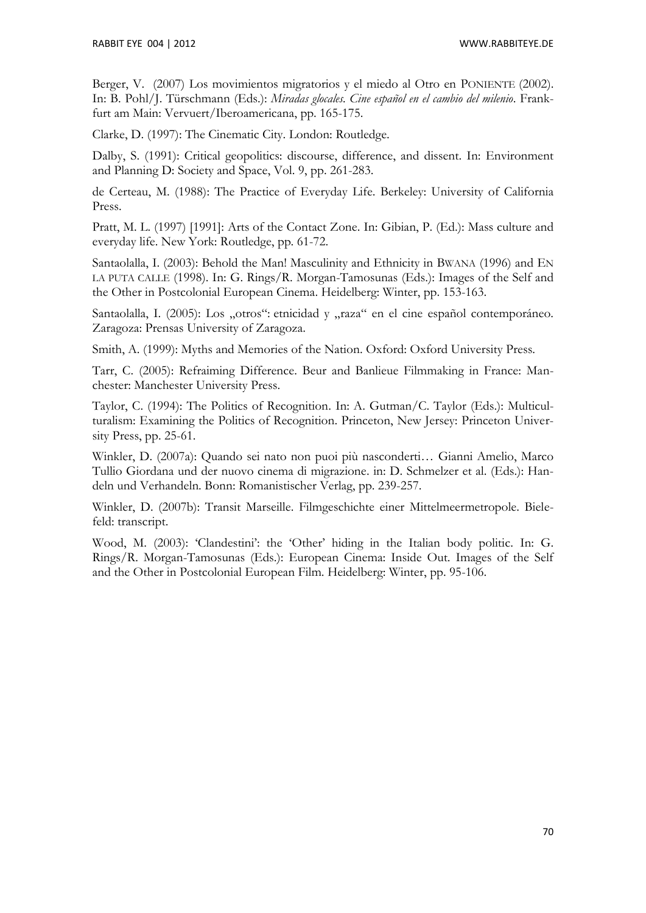Berger, V. (2007) Los movimientos migratorios y el miedo al Otro en PONIENTE (2002). In: B. Pohl/J. Türschmann (Eds.): *Miradas glocales. Cine español en el cambio del milenio*. Frankfurt am Main: Vervuert/Iberoamericana, pp. 165-175.

Clarke, D. (1997): The Cinematic City. London: Routledge.

Dalby, S. (1991): Critical geopolitics: discourse, difference, and dissent. In: Environment and Planning D: Society and Space, Vol. 9, pp. 261-283.

de Certeau, M. (1988): The Practice of Everyday Life. Berkeley: University of California Press.

Pratt, M. L. (1997) [1991]: Arts of the Contact Zone. In: Gibian, P. (Ed.): Mass culture and everyday life. New York: Routledge, pp. 61-72.

Santaolalla, I. (2003): Behold the Man! Masculinity and Ethnicity in BWANA (1996) and EN LA PUTA CALLE (1998). In: G. Rings/R. Morgan-Tamosunas (Eds.): Images of the Self and the Other in Postcolonial European Cinema. Heidelberg: Winter, pp. 153-163.

Santaolalla, I. (2005): Los „otros": etnicidad y „raza" en el cine español contemporáneo. Zaragoza: Prensas University of Zaragoza.

Smith, A. (1999): Myths and Memories of the Nation. Oxford: Oxford University Press.

Tarr, C. (2005): Refraiming Difference. Beur and Banlieue Filmmaking in France: Manchester: Manchester University Press.

Taylor, C. (1994): The Politics of Recognition. In: A. Gutman/C. Taylor (Eds.): Multiculturalism: Examining the Politics of Recognition. Princeton, New Jersey: Princeton University Press, pp. 25-61.

Winkler, D. (2007a): Quando sei nato non puoi più nasconderti… Gianni Amelio, Marco Tullio Giordana und der nuovo cinema di migrazione. in: D. Schmelzer et al. (Eds.): Handeln und Verhandeln. Bonn: Romanistischer Verlag, pp. 239-257.

Winkler, D. (2007b): Transit Marseille. Filmgeschichte einer Mittelmeermetropole. Bielefeld: transcript.

Wood, M. (2003): 'Clandestini': the 'Other' hiding in the Italian body politic. In: G. Rings/R. Morgan-Tamosunas (Eds.): European Cinema: Inside Out. Images of the Self and the Other in Postcolonial European Film. Heidelberg: Winter, pp. 95-106.